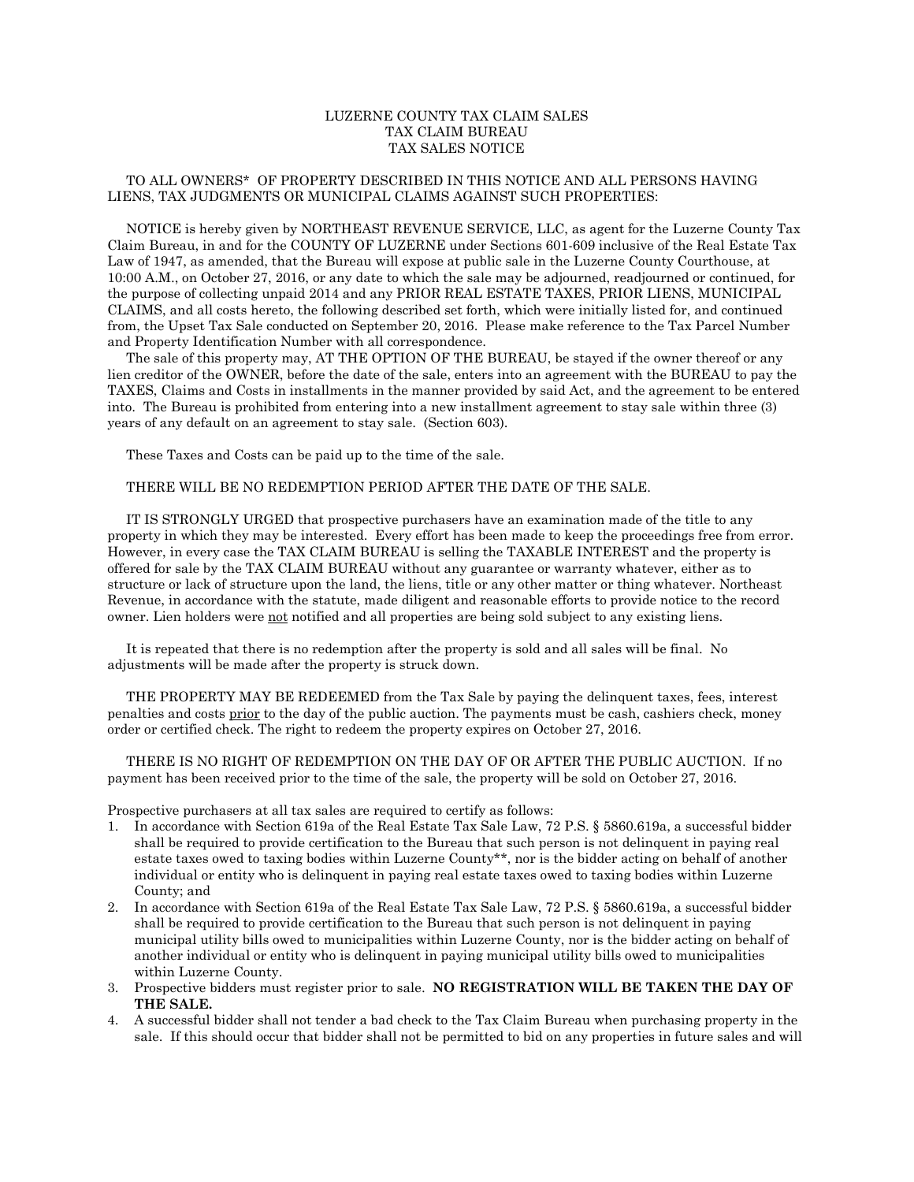LUZERNE COUNTY TAX CLAIM SALES
TAX CLAIM BUREAU
TAX SALES NOTICE

TO ALL OWNERS* OF PROPERTY DESCRIBED IN THIS NOTICE AND ALL PERSONS HAVING LIENS, TAX JUDGMENTS OR MUNICIPAL CLAIMS AGAINST SUCH PROPERTIES:

NOTICE is hereby given by NORTHEAST REVENUE SERVICE, LLC, as agent for the Luzerne County Tax Claim Bureau, in and for the COUNTY OF LUZERNE under Sections 601-609 inclusive of the Real Estate Tax Law of 1947, as amended, that the Bureau will expose at public sale in the Luzerne County Courthouse, at 10:00 A.M., on October 27, 2016, or any date to which the sale may be adjourned, readjourned or continued, for the purpose of collecting unpaid 2014 and any PRIOR REAL ESTATE TAXES, PRIOR LIENS, MUNICIPAL CLAIMS, and all costs hereto, the following described set forth, which were initially listed for, and continued from, the Upset Tax Sale conducted on September 20, 2016. Please make reference to the Tax Parcel Number and Property Identification Number with all correspondence.

The sale of this property may, AT THE OPTION OF THE BUREAU, be stayed if the owner thereof or any lien creditor of the OWNER, before the date of the sale, enters into an agreement with the BUREAU to pay the TAXES, Claims and Costs in installments in the manner provided by said Act, and the agreement to be entered into. The Bureau is prohibited from entering into a new installment agreement to stay sale within three (3) years of any default on an agreement to stay sale. (Section 603).

These Taxes and Costs can be paid up to the time of the sale.

THERE WILL BE NO REDEMPTION PERIOD AFTER THE DATE OF THE SALE.

IT IS STRONGLY URGED that prospective purchasers have an examination made of the title to any property in which they may be interested. Every effort has been made to keep the proceedings free from error. However, in every case the TAX CLAIM BUREAU is selling the TAXABLE INTEREST and the property is offered for sale by the TAX CLAIM BUREAU without any guarantee or warranty whatever, either as to structure or lack of structure upon the land, the liens, title or any other matter or thing whatever. Northeast Revenue, in accordance with the statute, made diligent and reasonable efforts to provide notice to the record owner. Lien holders were not notified and all properties are being sold subject to any existing liens.

It is repeated that there is no redemption after the property is sold and all sales will be final. No adjustments will be made after the property is struck down.

THE PROPERTY MAY BE REDEEMED from the Tax Sale by paying the delinquent taxes, fees, interest penalties and costs prior to the day of the public auction. The payments must be cash, cashiers check, money order or certified check. The right to redeem the property expires on October 27, 2016.

THERE IS NO RIGHT OF REDEMPTION ON THE DAY OF OR AFTER THE PUBLIC AUCTION. If no payment has been received prior to the time of the sale, the property will be sold on October 27, 2016.

Prospective purchasers at all tax sales are required to certify as follows:

1. In accordance with Section 619a of the Real Estate Tax Sale Law, 72 P.S. § 5860.619a, a successful bidder shall be required to provide certification to the Bureau that such person is not delinquent in paying real estate taxes owed to taxing bodies within Luzerne County**, nor is the bidder acting on behalf of another individual or entity who is delinquent in paying real estate taxes owed to taxing bodies within Luzerne County; and
2. In accordance with Section 619a of the Real Estate Tax Sale Law, 72 P.S. § 5860.619a, a successful bidder shall be required to provide certification to the Bureau that such person is not delinquent in paying municipal utility bills owed to municipalities within Luzerne County, nor is the bidder acting on behalf of another individual or entity who is delinquent in paying municipal utility bills owed to municipalities within Luzerne County.
3. Prospective bidders must register prior to sale. **NO REGISTRATION WILL BE TAKEN THE DAY OF THE SALE.**
4. A successful bidder shall not tender a bad check to the Tax Claim Bureau when purchasing property in the sale. If this should occur that bidder shall not be permitted to bid on any properties in future sales and will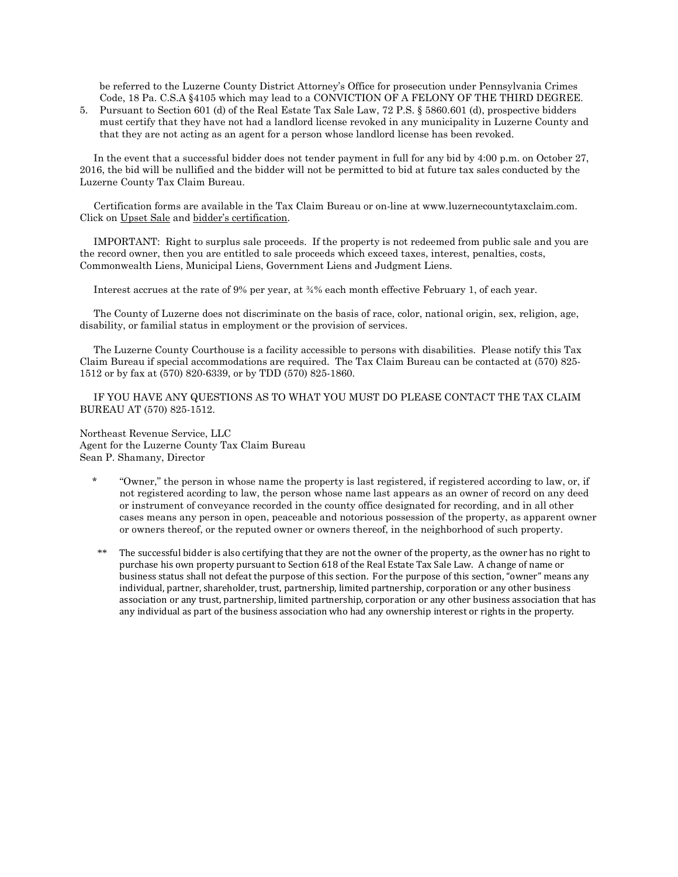be referred to the Luzerne County District Attorney's Office for prosecution under Pennsylvania Crimes Code, 18 Pa. C.S.A §4105 which may lead to a CONVICTION OF A FELONY OF THE THIRD DEGREE.

5. Pursuant to Section 601 (d) of the Real Estate Tax Sale Law, 72 P.S. § 5860.601 (d), prospective bidders must certify that they have not had a landlord license revoked in any municipality in Luzerne County and that they are not acting as an agent for a person whose landlord license has been revoked.

In the event that a successful bidder does not tender payment in full for any bid by 4:00 p.m. on October 27, 2016, the bid will be nullified and the bidder will not be permitted to bid at future tax sales conducted by the Luzerne County Tax Claim Bureau.

Certification forms are available in the Tax Claim Bureau or on-line at www.luzernecountytaxclaim.com. Click on Upset Sale and bidder's certification.

IMPORTANT: Right to surplus sale proceeds. If the property is not redeemed from public sale and you are the record owner, then you are entitled to sale proceeds which exceed taxes, interest, penalties, costs, Commonwealth Liens, Municipal Liens, Government Liens and Judgment Liens.

Interest accrues at the rate of 9% per year, at ¾% each month effective February 1, of each year.

The County of Luzerne does not discriminate on the basis of race, color, national origin, sex, religion, age, disability, or familial status in employment or the provision of services.

The Luzerne County Courthouse is a facility accessible to persons with disabilities. Please notify this Tax Claim Bureau if special accommodations are required. The Tax Claim Bureau can be contacted at (570) 825-1512 or by fax at (570) 820-6339, or by TDD (570) 825-1860.

IF YOU HAVE ANY QUESTIONS AS TO WHAT YOU MUST DO PLEASE CONTACT THE TAX CLAIM BUREAU AT (570) 825-1512.

Northeast Revenue Service, LLC
Agent for the Luzerne County Tax Claim Bureau
Sean P. Shamany, Director

\* "Owner," the person in whose name the property is last registered, if registered according to law, or, if not registered acording to law, the person whose name last appears as an owner of record on any deed or instrument of conveyance recorded in the county office designated for recording, and in all other cases means any person in open, peaceable and notorious possession of the property, as apparent owner or owners thereof, or the reputed owner or owners thereof, in the neighborhood of such property.

\*\* The successful bidder is also certifying that they are not the owner of the property, as the owner has no right to purchase his own property pursuant to Section 618 of the Real Estate Tax Sale Law. A change of name or business status shall not defeat the purpose of this section. For the purpose of this section, "owner" means any individual, partner, shareholder, trust, partnership, limited partnership, corporation or any other business association or any trust, partnership, limited partnership, corporation or any other business association that has any individual as part of the business association who had any ownership interest or rights in the property.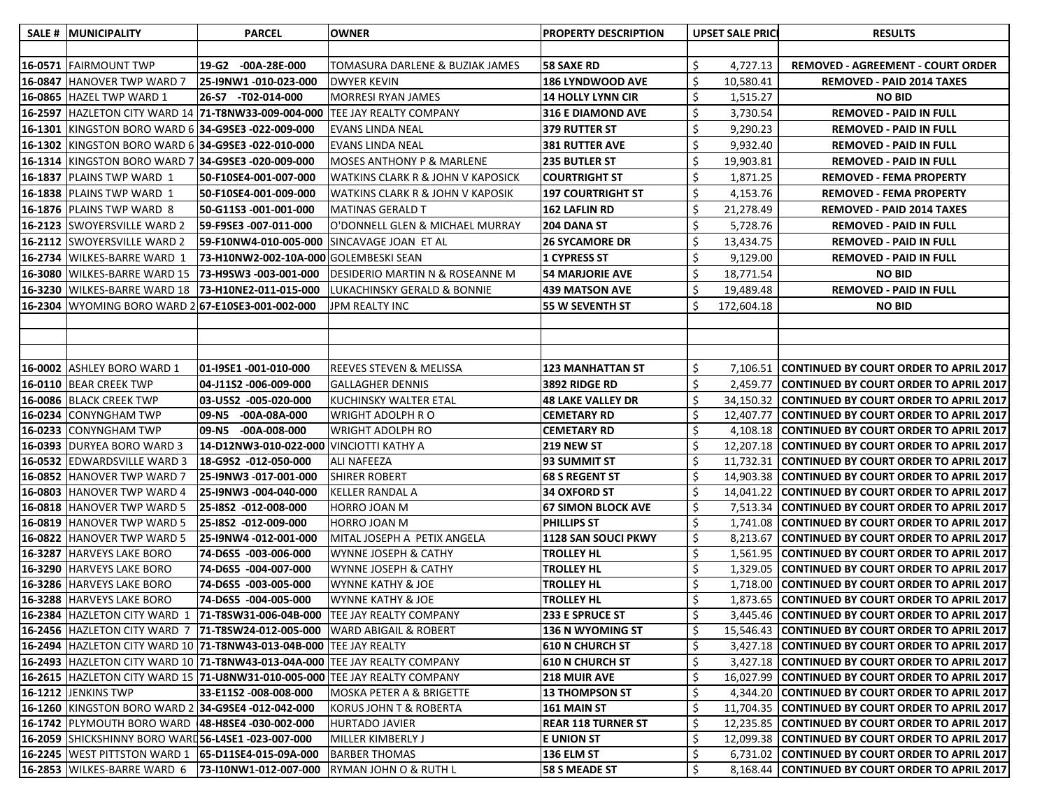| SALE # | MUNICIPALITY | PARCEL | OWNER | PROPERTY DESCRIPTION | UPSET SALE PRICE | RESULTS |
|---|---|---|---|---|---|---|
| | | | | | | |
| 16-0571 | FAIRMOUNT TWP | 19-G2 -00A-28E-000 | TOMASURA DARLENE & BUZIAK JAMES | 58 SAXE RD | $ 4,727.13 | REMOVED - AGREEMENT - COURT ORDER |
| 16-0847 | HANOVER TWP WARD 7 | 25-I9NW1 -010-023-000 | DWYER KEVIN | 186 LYNDWOOD AVE | $ 10,580.41 | REMOVED - PAID 2014 TAXES |
| 16-0865 | HAZEL TWP WARD 1 | 26-S7 -T02-014-000 | MORRESI RYAN JAMES | 14 HOLLY LYNN CIR | $ 1,515.27 | NO BID |
| 16-2597 | HAZLETON CITY WARD 14 | 71-T8NW33-009-004-000 | TEE JAY REALTY COMPANY | 316 E DIAMOND AVE | $ 3,730.54 | REMOVED - PAID IN FULL |
| 16-1301 | KINGSTON BORO WARD 6 | 34-G9SE3 -022-009-000 | EVANS LINDA NEAL | 379 RUTTER ST | $ 9,290.23 | REMOVED - PAID IN FULL |
| 16-1302 | KINGSTON BORO WARD 6 | 34-G9SE3 -022-010-000 | EVANS LINDA NEAL | 381 RUTTER AVE | $ 9,932.40 | REMOVED - PAID IN FULL |
| 16-1314 | KINGSTON BORO WARD 7 | 34-G9SE3 -020-009-000 | MOSES ANTHONY P & MARLENE | 235 BUTLER ST | $ 19,903.81 | REMOVED - PAID IN FULL |
| 16-1837 | PLAINS TWP WARD 1 | 50-F10SE4-001-007-000 | WATKINS CLARK R & JOHN V KAPOSICK | COURTRIGHT ST | $ 1,871.25 | REMOVED - FEMA PROPERTY |
| 16-1838 | PLAINS TWP WARD 1 | 50-F10SE4-001-009-000 | WATKINS CLARK R & JOHN V KAPOSIK | 197 COURTRIGHT ST | $ 4,153.76 | REMOVED - FEMA PROPERTY |
| 16-1876 | PLAINS TWP WARD 8 | 50-G11S3 -001-001-000 | MATINAS GERALD T | 162 LAFLIN RD | $ 21,278.49 | REMOVED - PAID 2014 TAXES |
| 16-2123 | SWOYERSVILLE WARD 2 | 59-F9SE3 -007-011-000 | O'DONNELL GLEN & MICHAEL MURRAY | 204 DANA ST | $ 5,728.76 | REMOVED - PAID IN FULL |
| 16-2112 | SWOYERSVILLE WARD 2 | 59-F10NW4-010-005-000 | SINCAVAGE JOAN ET AL | 26 SYCAMORE DR | $ 13,434.75 | REMOVED - PAID IN FULL |
| 16-2734 | WILKES-BARRE WARD 1 | 73-H10NW2-002-10A-000 | GOLEMBESKI SEAN | 1 CYPRESS ST | $ 9,129.00 | REMOVED - PAID IN FULL |
| 16-3080 | WILKES-BARRE WARD 15 | 73-H9SW3 -003-001-000 | DESIDERIO MARTIN N & ROSEANNE M | 54 MARJORIE AVE | $ 18,771.54 | NO BID |
| 16-3230 | WILKES-BARRE WARD 18 | 73-H10NE2-011-015-000 | LUKACHINSKY GERALD & BONNIE | 439 MATSON AVE | $ 19,489.48 | REMOVED - PAID IN FULL |
| 16-2304 | WYOMING BORO WARD 2 | 67-E10SE3-001-002-000 | JPM REALTY INC | 55 W SEVENTH ST | $ 172,604.18 | NO BID |
| | | | | | | |
| | | | | | | |
| | | | | | | |
| 16-0002 | ASHLEY BORO WARD 1 | 01-I9SE1 -001-010-000 | REEVES STEVEN & MELISSA | 123 MANHATTAN ST | $ 7,106.51 | CONTINUED BY COURT ORDER TO APRIL 2017 |
| 16-0110 | BEAR CREEK TWP | 04-J11S2 -006-009-000 | GALLAGHER DENNIS | 3892 RIDGE RD | $ 2,459.77 | CONTINUED BY COURT ORDER TO APRIL 2017 |
| 16-0086 | BLACK CREEK TWP | 03-U5S2 -005-020-000 | KUCHINSKY WALTER ETAL | 48 LAKE VALLEY DR | $ 34,150.32 | CONTINUED BY COURT ORDER TO APRIL 2017 |
| 16-0234 | CONYNGHAM TWP | 09-N5 -00A-08A-000 | WRIGHT ADOLPH R O | CEMETARY RD | $ 12,407.77 | CONTINUED BY COURT ORDER TO APRIL 2017 |
| 16-0233 | CONYNGHAM TWP | 09-N5 -00A-008-000 | WRIGHT ADOLPH RO | CEMETARY RD | $ 4,108.18 | CONTINUED BY COURT ORDER TO APRIL 2017 |
| 16-0393 | DURYEA BORO WARD 3 | 14-D12NW3-010-022-000 | VINCIOTTI KATHY A | 219 NEW ST | $ 12,207.18 | CONTINUED BY COURT ORDER TO APRIL 2017 |
| 16-0532 | EDWARDSVILLE WARD 3 | 18-G9S2 -012-050-000 | ALI NAFEEZA | 93 SUMMIT ST | $ 11,732.31 | CONTINUED BY COURT ORDER TO APRIL 2017 |
| 16-0852 | HANOVER TWP WARD 7 | 25-I9NW3 -017-001-000 | SHIRER ROBERT | 68 S REGENT ST | $ 14,903.38 | CONTINUED BY COURT ORDER TO APRIL 2017 |
| 16-0803 | HANOVER TWP WARD 4 | 25-I9NW3 -004-040-000 | KELLER RANDAL A | 34 OXFORD ST | $ 14,041.22 | CONTINUED BY COURT ORDER TO APRIL 2017 |
| 16-0818 | HANOVER TWP WARD 5 | 25-I8S2 -012-008-000 | HORRO JOAN M | 67 SIMON BLOCK AVE | $ 7,513.34 | CONTINUED BY COURT ORDER TO APRIL 2017 |
| 16-0819 | HANOVER TWP WARD 5 | 25-I8S2 -012-009-000 | HORRO JOAN M | PHILLIPS ST | $ 1,741.08 | CONTINUED BY COURT ORDER TO APRIL 2017 |
| 16-0822 | HANOVER TWP WARD 5 | 25-I9NW4 -012-001-000 | MITAL JOSEPH A PETIX ANGELA | 1128 SAN SOUCI PKWY | $ 8,213.67 | CONTINUED BY COURT ORDER TO APRIL 2017 |
| 16-3287 | HARVEYS LAKE BORO | 74-D6S5 -003-006-000 | WYNNE JOSEPH & CATHY | TROLLEY HL | $ 1,561.95 | CONTINUED BY COURT ORDER TO APRIL 2017 |
| 16-3290 | HARVEYS LAKE BORO | 74-D6S5 -004-007-000 | WYNNE JOSEPH & CATHY | TROLLEY HL | $ 1,329.05 | CONTINUED BY COURT ORDER TO APRIL 2017 |
| 16-3286 | HARVEYS LAKE BORO | 74-D6S5 -003-005-000 | WYNNE KATHY & JOE | TROLLEY HL | $ 1,718.00 | CONTINUED BY COURT ORDER TO APRIL 2017 |
| 16-3288 | HARVEYS LAKE BORO | 74-D6S5 -004-005-000 | WYNNE KATHY & JOE | TROLLEY HL | $ 1,873.65 | CONTINUED BY COURT ORDER TO APRIL 2017 |
| 16-2384 | HAZLETON CITY WARD 1 | 71-T8SW31-006-04B-000 | TEE JAY REALTY COMPANY | 233 E SPRUCE ST | $ 3,445.46 | CONTINUED BY COURT ORDER TO APRIL 2017 |
| 16-2456 | HAZLETON CITY WARD 7 | 71-T8SW24-012-005-000 | WARD ABIGAIL & ROBERT | 136 N WYOMING ST | $ 15,546.43 | CONTINUED BY COURT ORDER TO APRIL 2017 |
| 16-2494 | HAZLETON CITY WARD 10 | 71-T8NW43-013-04B-000 | TEE JAY REALTY | 610 N CHURCH ST | $ 3,427.18 | CONTINUED BY COURT ORDER TO APRIL 2017 |
| 16-2493 | HAZLETON CITY WARD 10 | 71-T8NW43-013-04A-000 | TEE JAY REALTY COMPANY | 610 N CHURCH ST | $ 3,427.18 | CONTINUED BY COURT ORDER TO APRIL 2017 |
| 16-2615 | HAZLETON CITY WARD 15 | 71-U8NW31-010-005-000 | TEE JAY REALTY COMPANY | 218 MUIR AVE | $ 16,027.99 | CONTINUED BY COURT ORDER TO APRIL 2017 |
| 16-1212 | JENKINS TWP | 33-E11S2 -008-008-000 | MOSKA PETER A & BRIGETTE | 13 THOMPSON ST | $ 4,344.20 | CONTINUED BY COURT ORDER TO APRIL 2017 |
| 16-1260 | KINGSTON BORO WARD 2 | 34-G9SE4 -012-042-000 | KORUS JOHN T & ROBERTA | 161 MAIN ST | $ 11,704.35 | CONTINUED BY COURT ORDER TO APRIL 2017 |
| 16-1742 | PLYMOUTH BORO WARD | 48-H8SE4 -030-002-000 | HURTADO JAVIER | REAR 118 TURNER ST | $ 12,235.85 | CONTINUED BY COURT ORDER TO APRIL 2017 |
| 16-2059 | SHICKSHINNY BORO WARD | 56-L4SE1 -023-007-000 | MILLER KIMBERLY J | E UNION ST | $ 12,099.38 | CONTINUED BY COURT ORDER TO APRIL 2017 |
| 16-2245 | WEST PITTSTON WARD 1 | 65-D11SE4-015-09A-000 | BARBER THOMAS | 136 ELM ST | $ 6,731.02 | CONTINUED BY COURT ORDER TO APRIL 2017 |
| 16-2853 | WILKES-BARRE WARD 6 | 73-I10NW1-012-007-000 | RYMAN JOHN O & RUTH L | 58 S MEADE ST | $ 8,168.44 | CONTINUED BY COURT ORDER TO APRIL 2017 |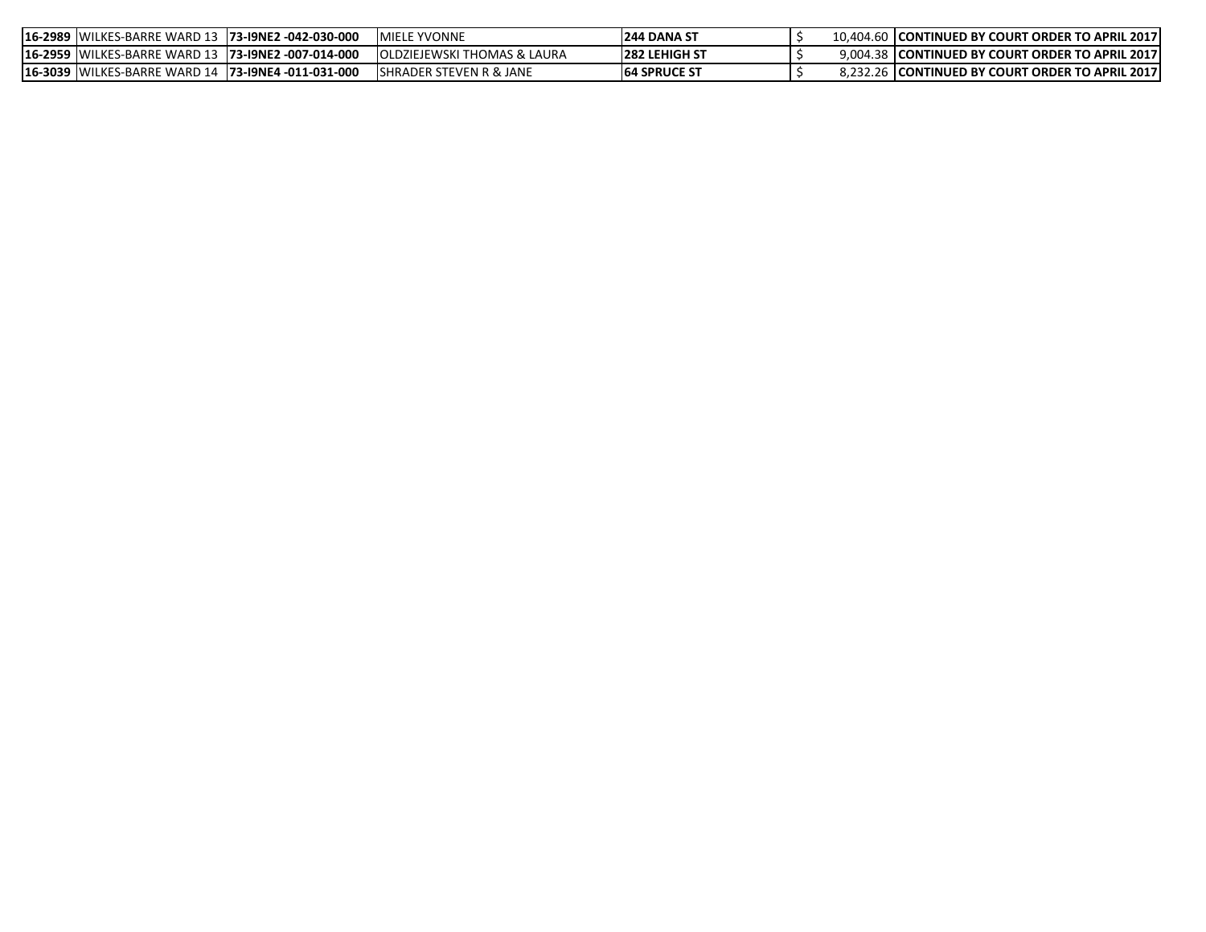| | | | | | | | |
|---|---|---|---|---|---|---|---|
| **16-2989** | WILKES-BARRE WARD 13 | **73-I9NE2 -042-030-000** | MIELE YVONNE | **244 DANA ST** | $ | 10,404.60 | **CONTINUED BY COURT ORDER TO APRIL 2017** |
| **16-2959** | WILKES-BARRE WARD 13 | **73-I9NE2 -007-014-000** | OLDZIEJEWSKI THOMAS & LAURA | **282 LEHIGH ST** | $ | 9,004.38 | **CONTINUED BY COURT ORDER TO APRIL 2017** |
| **16-3039** | WILKES-BARRE WARD 14 | **73-I9NE4 -011-031-000** | SHRADER STEVEN R & JANE | **64 SPRUCE ST** | $ | 8,232.26 | **CONTINUED BY COURT ORDER TO APRIL 2017** |